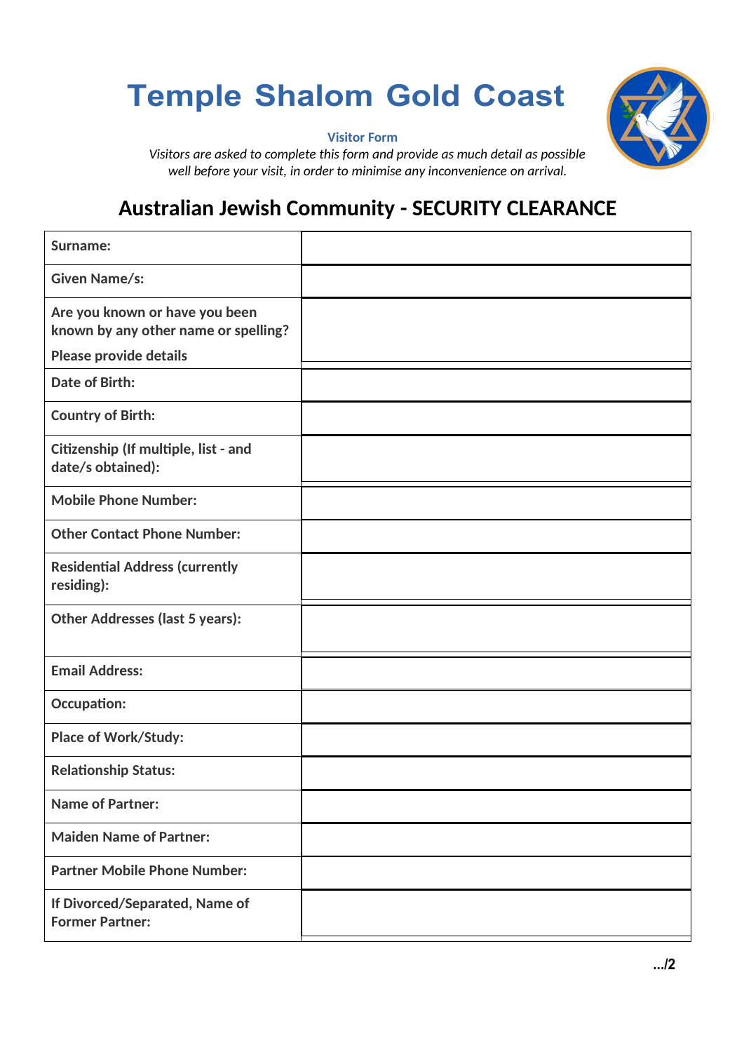# Temple Shalom Gold Coast

**Visitor Form**

*Visitors are asked to complete this form and provide as much detail as possible well before your visit, in order to minimise any inconvenience on arrival.*

## Australian Jewish Community - SECURITY CLEARANCE

| | |
|---|---|
| **Surname:** | |
| **Given Name/s:** | |
| **Are you known or have you been known by any other name or spelling?** **Please provide details** | |
| **Date of Birth:** | |
| **Country of Birth:** | |
| **Citizenship (If multiple, list - and date/s obtained):** | |
| **Mobile Phone Number:** | |
| **Other Contact Phone Number:** | |
| **Residential Address (currently residing):** | |
| **Other Addresses (last 5 years):** | |
| **Email Address:** | |
| **Occupation:** | |
| **Place of Work/Study:** | |
| **Relationship Status:** | |
| **Name of Partner:** | |
| **Maiden Name of Partner:** | |
| **Partner Mobile Phone Number:** | |
| **If Divorced/Separated, Name of Former Partner:** | |

**.../2**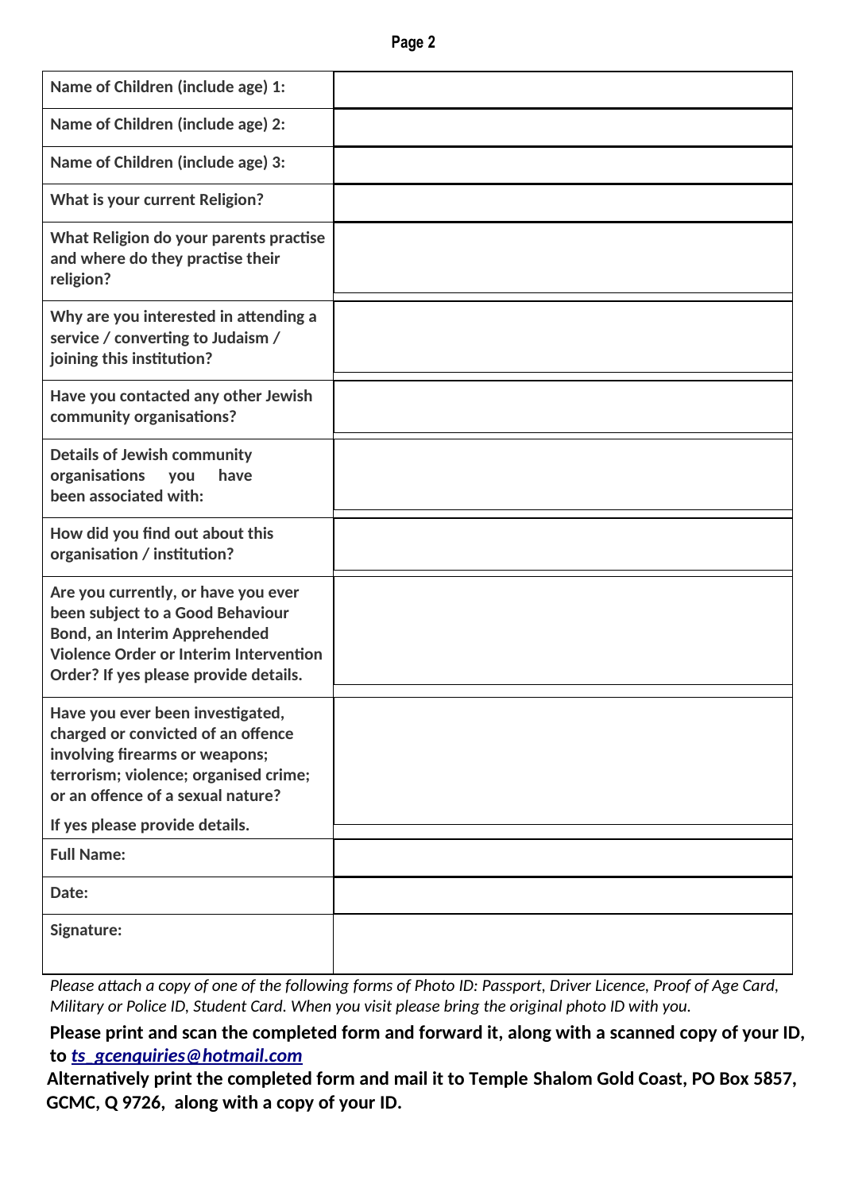| | |
|---|---|
| **Name of Children (include age) 1:** | |
| **Name of Children (include age) 2:** | |
| **Name of Children (include age) 3:** | |
| **What is your current Religion?** | |
| **What Religion do your parents practise and where do they practise their religion?** | |
| **Why are you interested in attending a service / converting to Judaism / joining this institution?** | |
| **Have you contacted any other Jewish community organisations?** | |
| **Details of Jewish community organisations you have been associated with:** | |
| **How did you find out about this organisation / institution?** | |
| **Are you currently, or have you ever been subject to a Good Behaviour Bond, an Interim Apprehended Violence Order or Interim Intervention Order? If yes please provide details.** | |
| **Have you ever been investigated, charged or convicted of an offence involving firearms or weapons; terrorism; violence; organised crime; or an offence of a sexual nature?** **If yes please provide details.** | |
| **Full Name:** | |
| **Date:** | |
| **Signature:** | |

*Please attach a copy of one of the following forms of Photo ID: Passport, Driver Licence, Proof of Age Card, Military or Police ID, Student Card. When you visit please bring the original photo ID with you.*

**Please print and scan the completed form and forward it, along with a scanned copy of your ID, to *ts_gcenquiries@hotmail.com***

**Alternatively print the completed form and mail it to Temple Shalom Gold Coast, PO Box 5857, GCMC, Q 9726, along with a copy of your ID.**